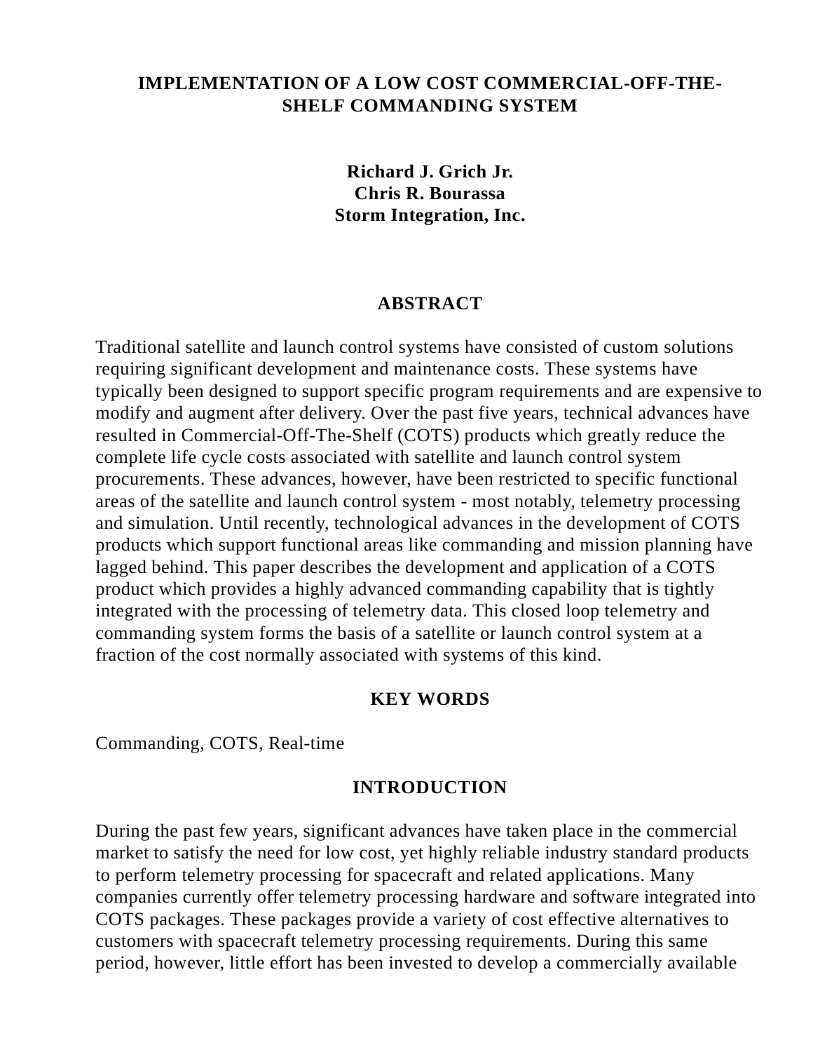# IMPLEMENTATION OF A LOW COST COMMERCIAL-OFF-THE-SHELF COMMANDING SYSTEM

**Richard J. Grich Jr.**
**Chris R. Bourassa**
**Storm Integration, Inc.**

## ABSTRACT

Traditional satellite and launch control systems have consisted of custom solutions requiring significant development and maintenance costs. These systems have typically been designed to support specific program requirements and are expensive to modify and augment after delivery. Over the past five years, technical advances have resulted in Commercial-Off-The-Shelf (COTS) products which greatly reduce the complete life cycle costs associated with satellite and launch control system procurements. These advances, however, have been restricted to specific functional areas of the satellite and launch control system - most notably, telemetry processing and simulation. Until recently, technological advances in the development of COTS products which support functional areas like commanding and mission planning have lagged behind. This paper describes the development and application of a COTS product which provides a highly advanced commanding capability that is tightly integrated with the processing of telemetry data. This closed loop telemetry and commanding system forms the basis of a satellite or launch control system at a fraction of the cost normally associated with systems of this kind.

## KEY WORDS

Commanding, COTS, Real-time

## INTRODUCTION

During the past few years, significant advances have taken place in the commercial market to satisfy the need for low cost, yet highly reliable industry standard products to perform telemetry processing for spacecraft and related applications. Many companies currently offer telemetry processing hardware and software integrated into COTS packages. These packages provide a variety of cost effective alternatives to customers with spacecraft telemetry processing requirements. During this same period, however, little effort has been invested to develop a commercially available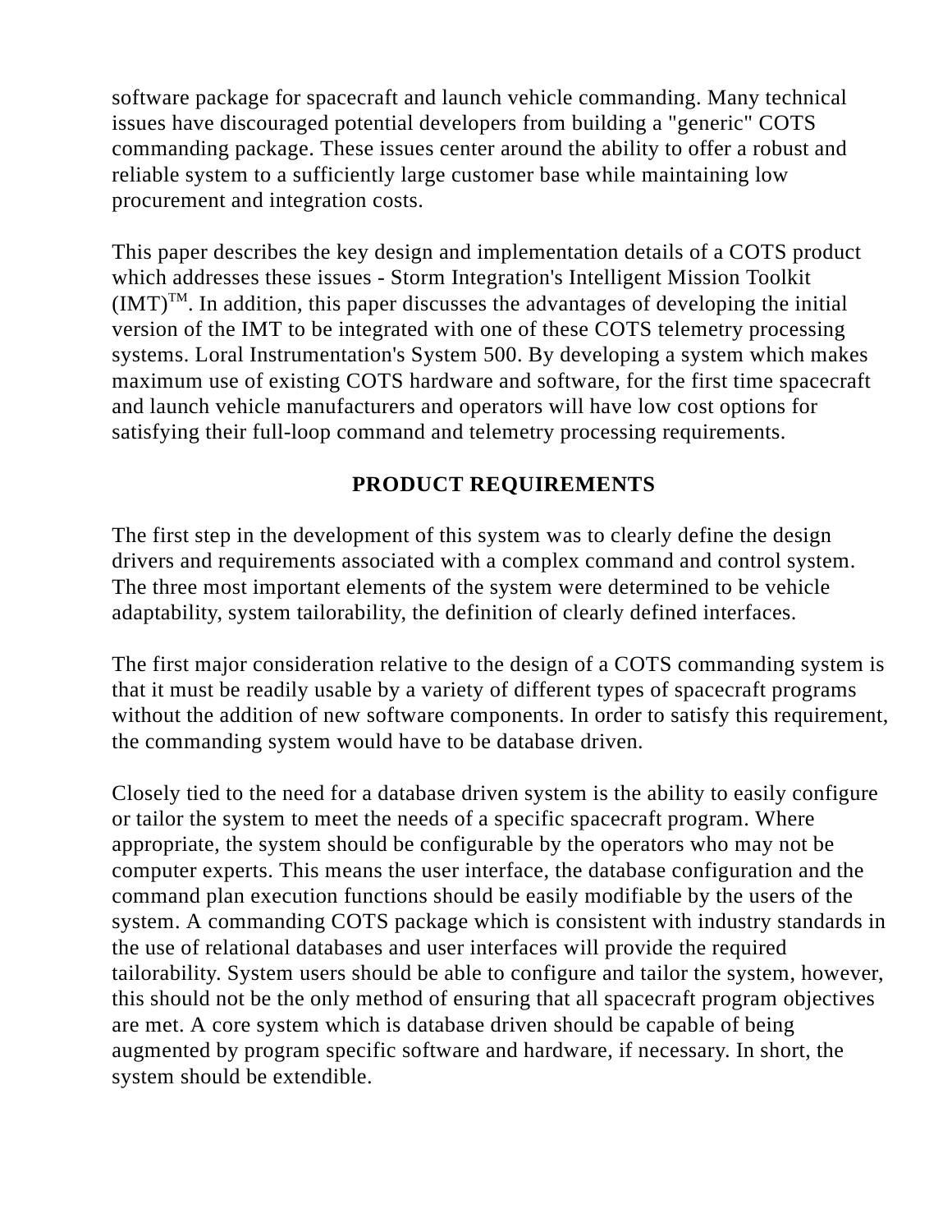software package for spacecraft and launch vehicle commanding. Many technical issues have discouraged potential developers from building a "generic" COTS commanding package. These issues center around the ability to offer a robust and reliable system to a sufficiently large customer base while maintaining low procurement and integration costs.

This paper describes the key design and implementation details of a COTS product which addresses these issues - Storm Integration's Intelligent Mission Toolkit (IMT)™. In addition, this paper discusses the advantages of developing the initial version of the IMT to be integrated with one of these COTS telemetry processing systems. Loral Instrumentation's System 500. By developing a system which makes maximum use of existing COTS hardware and software, for the first time spacecraft and launch vehicle manufacturers and operators will have low cost options for satisfying their full-loop command and telemetry processing requirements.

## PRODUCT REQUIREMENTS

The first step in the development of this system was to clearly define the design drivers and requirements associated with a complex command and control system. The three most important elements of the system were determined to be vehicle adaptability, system tailorability, the definition of clearly defined interfaces.

The first major consideration relative to the design of a COTS commanding system is that it must be readily usable by a variety of different types of spacecraft programs without the addition of new software components. In order to satisfy this requirement, the commanding system would have to be database driven.

Closely tied to the need for a database driven system is the ability to easily configure or tailor the system to meet the needs of a specific spacecraft program. Where appropriate, the system should be configurable by the operators who may not be computer experts. This means the user interface, the database configuration and the command plan execution functions should be easily modifiable by the users of the system. A commanding COTS package which is consistent with industry standards in the use of relational databases and user interfaces will provide the required tailorability. System users should be able to configure and tailor the system, however, this should not be the only method of ensuring that all spacecraft program objectives are met. A core system which is database driven should be capable of being augmented by program specific software and hardware, if necessary. In short, the system should be extendible.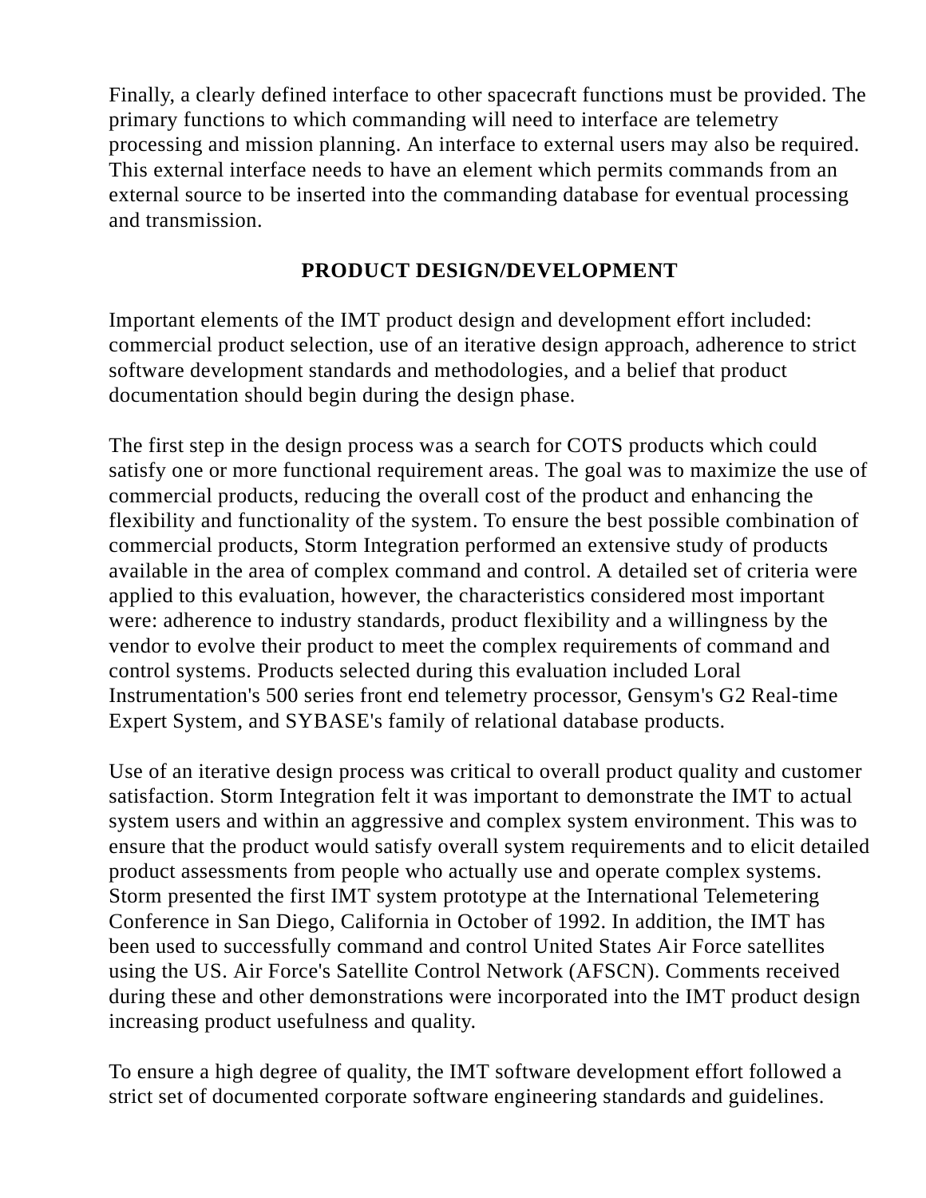Finally, a clearly defined interface to other spacecraft functions must be provided. The primary functions to which commanding will need to interface are telemetry processing and mission planning. An interface to external users may also be required. This external interface needs to have an element which permits commands from an external source to be inserted into the commanding database for eventual processing and transmission.

## PRODUCT DESIGN/DEVELOPMENT

Important elements of the IMT product design and development effort included: commercial product selection, use of an iterative design approach, adherence to strict software development standards and methodologies, and a belief that product documentation should begin during the design phase.

The first step in the design process was a search for COTS products which could satisfy one or more functional requirement areas. The goal was to maximize the use of commercial products, reducing the overall cost of the product and enhancing the flexibility and functionality of the system. To ensure the best possible combination of commercial products, Storm Integration performed an extensive study of products available in the area of complex command and control. A detailed set of criteria were applied to this evaluation, however, the characteristics considered most important were: adherence to industry standards, product flexibility and a willingness by the vendor to evolve their product to meet the complex requirements of command and control systems. Products selected during this evaluation included Loral Instrumentation's 500 series front end telemetry processor, Gensym's G2 Real-time Expert System, and SYBASE's family of relational database products.

Use of an iterative design process was critical to overall product quality and customer satisfaction. Storm Integration felt it was important to demonstrate the IMT to actual system users and within an aggressive and complex system environment. This was to ensure that the product would satisfy overall system requirements and to elicit detailed product assessments from people who actually use and operate complex systems. Storm presented the first IMT system prototype at the International Telemetering Conference in San Diego, California in October of 1992. In addition, the IMT has been used to successfully command and control United States Air Force satellites using the US. Air Force's Satellite Control Network (AFSCN). Comments received during these and other demonstrations were incorporated into the IMT product design increasing product usefulness and quality.

To ensure a high degree of quality, the IMT software development effort followed a strict set of documented corporate software engineering standards and guidelines.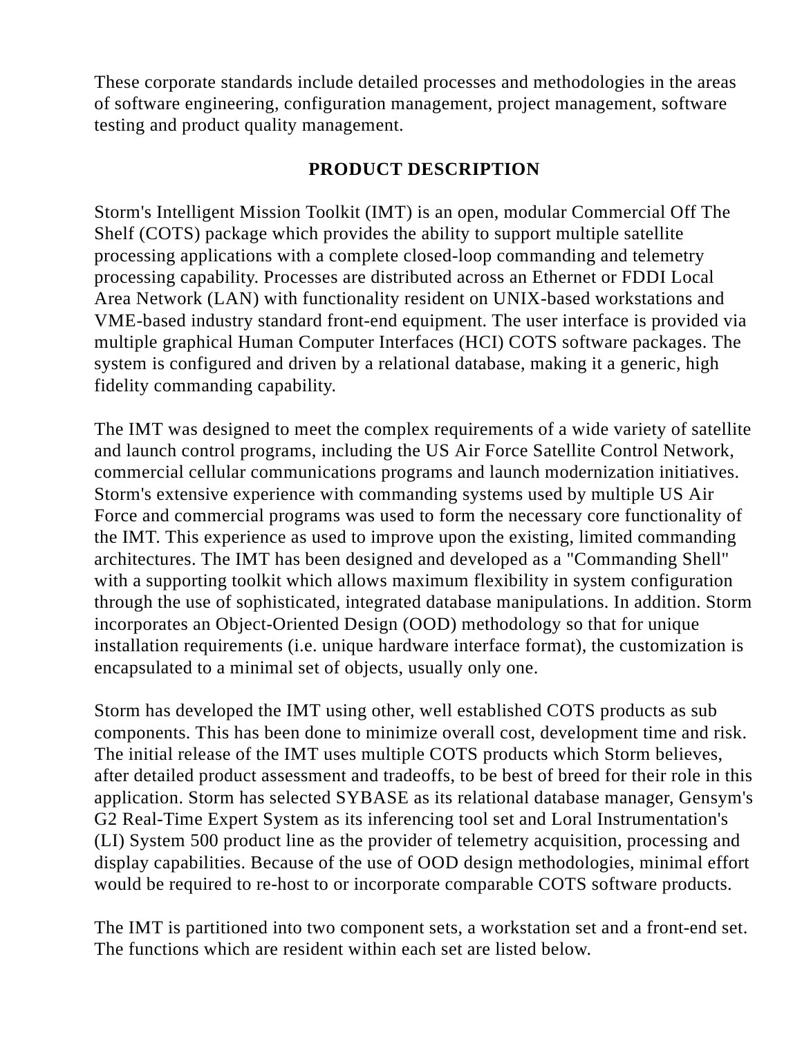These corporate standards include detailed processes and methodologies in the areas of software engineering, configuration management, project management, software testing and product quality management.

## PRODUCT DESCRIPTION

Storm's Intelligent Mission Toolkit (IMT) is an open, modular Commercial Off The Shelf (COTS) package which provides the ability to support multiple satellite processing applications with a complete closed-loop commanding and telemetry processing capability. Processes are distributed across an Ethernet or FDDI Local Area Network (LAN) with functionality resident on UNIX-based workstations and VME-based industry standard front-end equipment. The user interface is provided via multiple graphical Human Computer Interfaces (HCI) COTS software packages. The system is configured and driven by a relational database, making it a generic, high fidelity commanding capability.

The IMT was designed to meet the complex requirements of a wide variety of satellite and launch control programs, including the US Air Force Satellite Control Network, commercial cellular communications programs and launch modernization initiatives. Storm's extensive experience with commanding systems used by multiple US Air Force and commercial programs was used to form the necessary core functionality of the IMT. This experience as used to improve upon the existing, limited commanding architectures. The IMT has been designed and developed as a "Commanding Shell" with a supporting toolkit which allows maximum flexibility in system configuration through the use of sophisticated, integrated database manipulations. In addition. Storm incorporates an Object-Oriented Design (OOD) methodology so that for unique installation requirements (i.e. unique hardware interface format), the customization is encapsulated to a minimal set of objects, usually only one.

Storm has developed the IMT using other, well established COTS products as sub components. This has been done to minimize overall cost, development time and risk. The initial release of the IMT uses multiple COTS products which Storm believes, after detailed product assessment and tradeoffs, to be best of breed for their role in this application. Storm has selected SYBASE as its relational database manager, Gensym's G2 Real-Time Expert System as its inferencing tool set and Loral Instrumentation's (LI) System 500 product line as the provider of telemetry acquisition, processing and display capabilities. Because of the use of OOD design methodologies, minimal effort would be required to re-host to or incorporate comparable COTS software products.

The IMT is partitioned into two component sets, a workstation set and a front-end set. The functions which are resident within each set are listed below.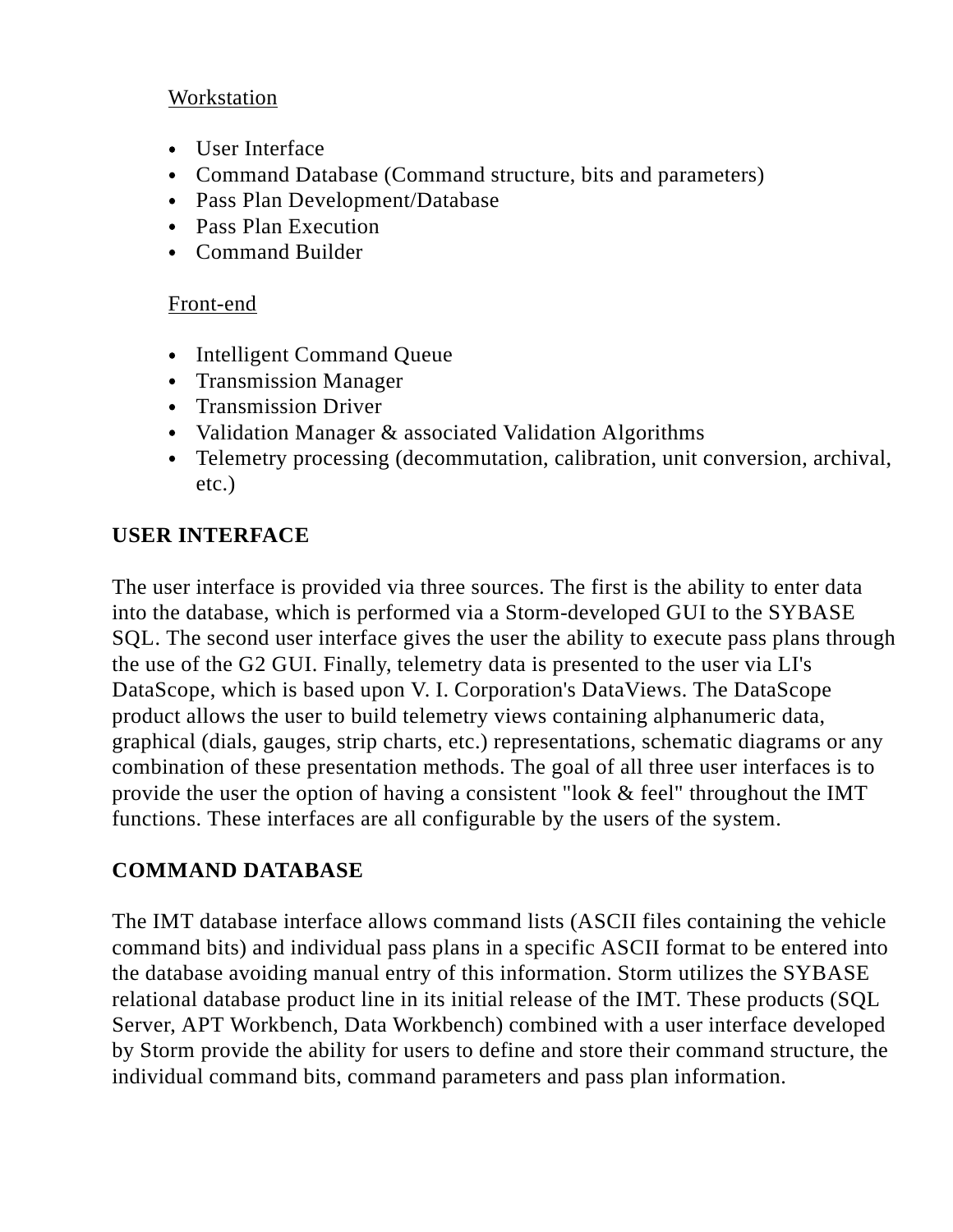<u>Workstation</u>

- User Interface
- Command Database (Command structure, bits and parameters)
- Pass Plan Development/Database
- Pass Plan Execution
- Command Builder

<u>Front-end</u>

- Intelligent Command Queue
- Transmission Manager
- Transmission Driver
- Validation Manager & associated Validation Algorithms
- Telemetry processing (decommutation, calibration, unit conversion, archival, etc.)

**USER INTERFACE**

The user interface is provided via three sources. The first is the ability to enter data into the database, which is performed via a Storm-developed GUI to the SYBASE SQL. The second user interface gives the user the ability to execute pass plans through the use of the G2 GUI. Finally, telemetry data is presented to the user via LI's DataScope, which is based upon V. I. Corporation's DataViews. The DataScope product allows the user to build telemetry views containing alphanumeric data, graphical (dials, gauges, strip charts, etc.) representations, schematic diagrams or any combination of these presentation methods. The goal of all three user interfaces is to provide the user the option of having a consistent "look & feel" throughout the IMT functions. These interfaces are all configurable by the users of the system.

**COMMAND DATABASE**

The IMT database interface allows command lists (ASCII files containing the vehicle command bits) and individual pass plans in a specific ASCII format to be entered into the database avoiding manual entry of this information. Storm utilizes the SYBASE relational database product line in its initial release of the IMT. These products (SQL Server, APT Workbench, Data Workbench) combined with a user interface developed by Storm provide the ability for users to define and store their command structure, the individual command bits, command parameters and pass plan information.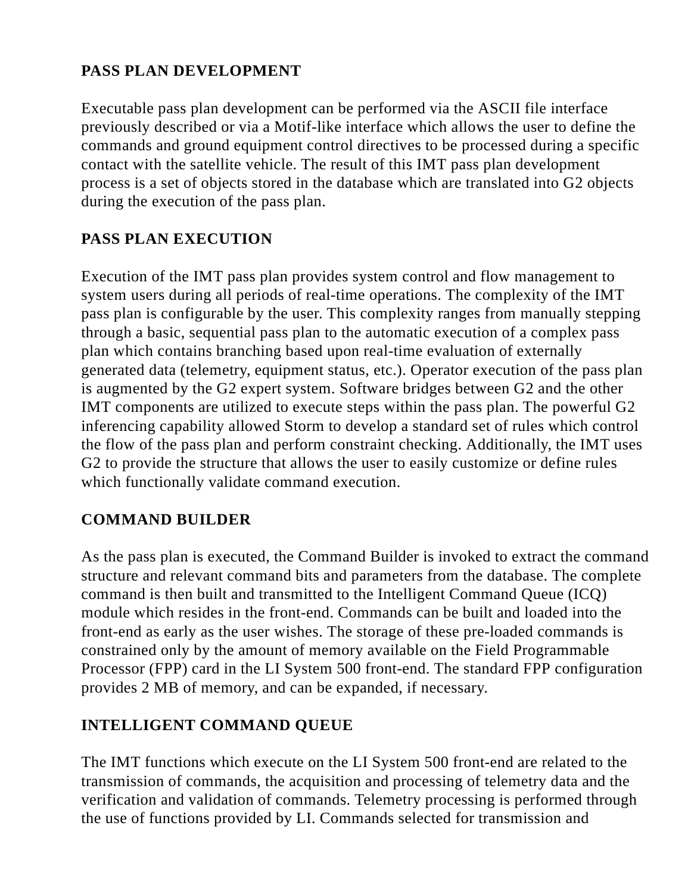## PASS PLAN DEVELOPMENT

Executable pass plan development can be performed via the ASCII file interface previously described or via a Motif-like interface which allows the user to define the commands and ground equipment control directives to be processed during a specific contact with the satellite vehicle. The result of this IMT pass plan development process is a set of objects stored in the database which are translated into G2 objects during the execution of the pass plan.

## PASS PLAN EXECUTION

Execution of the IMT pass plan provides system control and flow management to system users during all periods of real-time operations. The complexity of the IMT pass plan is configurable by the user. This complexity ranges from manually stepping through a basic, sequential pass plan to the automatic execution of a complex pass plan which contains branching based upon real-time evaluation of externally generated data (telemetry, equipment status, etc.). Operator execution of the pass plan is augmented by the G2 expert system. Software bridges between G2 and the other IMT components are utilized to execute steps within the pass plan. The powerful G2 inferencing capability allowed Storm to develop a standard set of rules which control the flow of the pass plan and perform constraint checking. Additionally, the IMT uses G2 to provide the structure that allows the user to easily customize or define rules which functionally validate command execution.

## COMMAND BUILDER

As the pass plan is executed, the Command Builder is invoked to extract the command structure and relevant command bits and parameters from the database. The complete command is then built and transmitted to the Intelligent Command Queue (ICQ) module which resides in the front-end. Commands can be built and loaded into the front-end as early as the user wishes. The storage of these pre-loaded commands is constrained only by the amount of memory available on the Field Programmable Processor (FPP) card in the LI System 500 front-end. The standard FPP configuration provides 2 MB of memory, and can be expanded, if necessary.

## INTELLIGENT COMMAND QUEUE

The IMT functions which execute on the LI System 500 front-end are related to the transmission of commands, the acquisition and processing of telemetry data and the verification and validation of commands. Telemetry processing is performed through the use of functions provided by LI. Commands selected for transmission and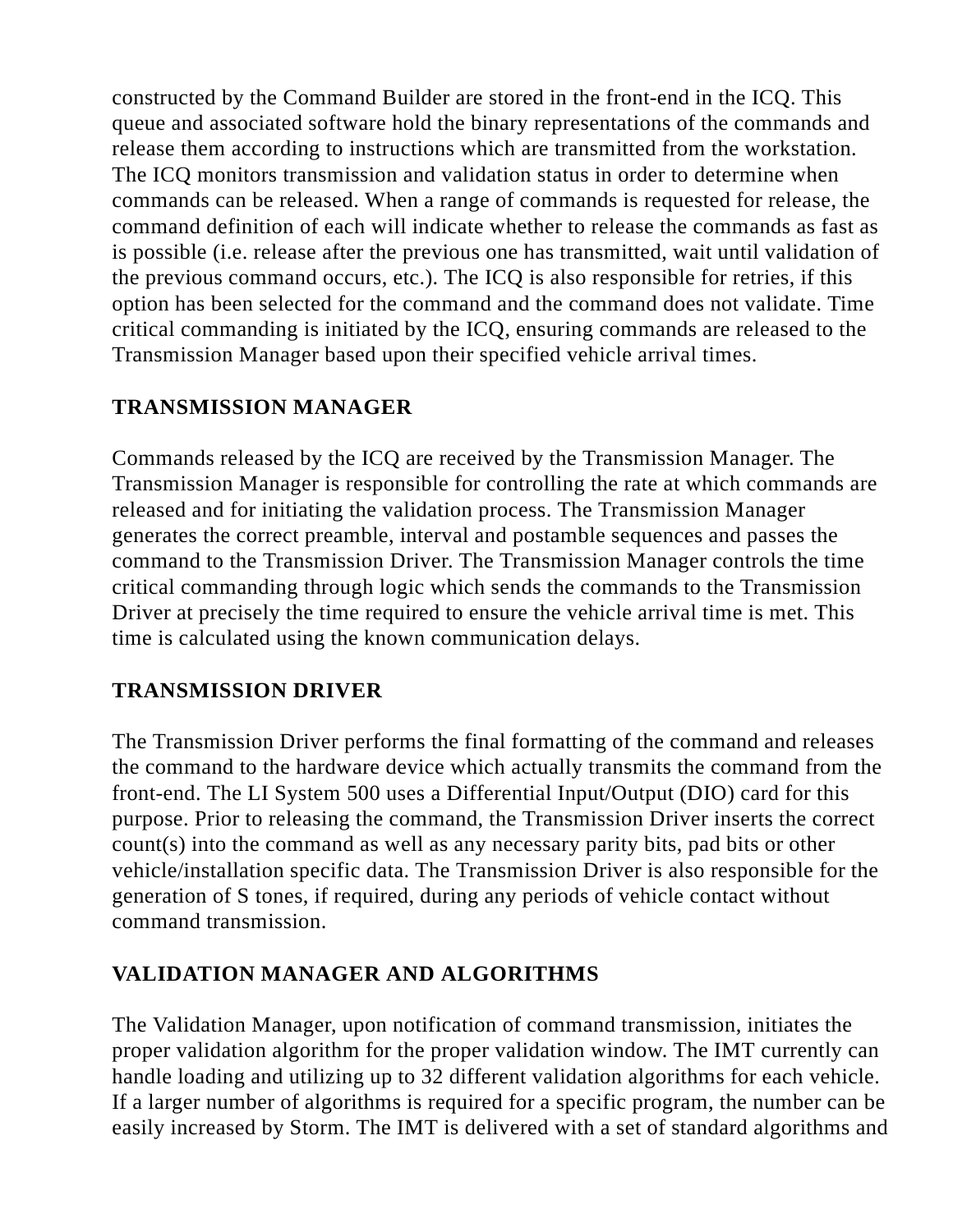constructed by the Command Builder are stored in the front-end in the ICQ. This queue and associated software hold the binary representations of the commands and release them according to instructions which are transmitted from the workstation. The ICQ monitors transmission and validation status in order to determine when commands can be released. When a range of commands is requested for release, the command definition of each will indicate whether to release the commands as fast as is possible (i.e. release after the previous one has transmitted, wait until validation of the previous command occurs, etc.). The ICQ is also responsible for retries, if this option has been selected for the command and the command does not validate. Time critical commanding is initiated by the ICQ, ensuring commands are released to the Transmission Manager based upon their specified vehicle arrival times.

## TRANSMISSION MANAGER

Commands released by the ICQ are received by the Transmission Manager. The Transmission Manager is responsible for controlling the rate at which commands are released and for initiating the validation process. The Transmission Manager generates the correct preamble, interval and postamble sequences and passes the command to the Transmission Driver. The Transmission Manager controls the time critical commanding through logic which sends the commands to the Transmission Driver at precisely the time required to ensure the vehicle arrival time is met. This time is calculated using the known communication delays.

## TRANSMISSION DRIVER

The Transmission Driver performs the final formatting of the command and releases the command to the hardware device which actually transmits the command from the front-end. The LI System 500 uses a Differential Input/Output (DIO) card for this purpose. Prior to releasing the command, the Transmission Driver inserts the correct count(s) into the command as well as any necessary parity bits, pad bits or other vehicle/installation specific data. The Transmission Driver is also responsible for the generation of S tones, if required, during any periods of vehicle contact without command transmission.

## VALIDATION MANAGER AND ALGORITHMS

The Validation Manager, upon notification of command transmission, initiates the proper validation algorithm for the proper validation window. The IMT currently can handle loading and utilizing up to 32 different validation algorithms for each vehicle. If a larger number of algorithms is required for a specific program, the number can be easily increased by Storm. The IMT is delivered with a set of standard algorithms and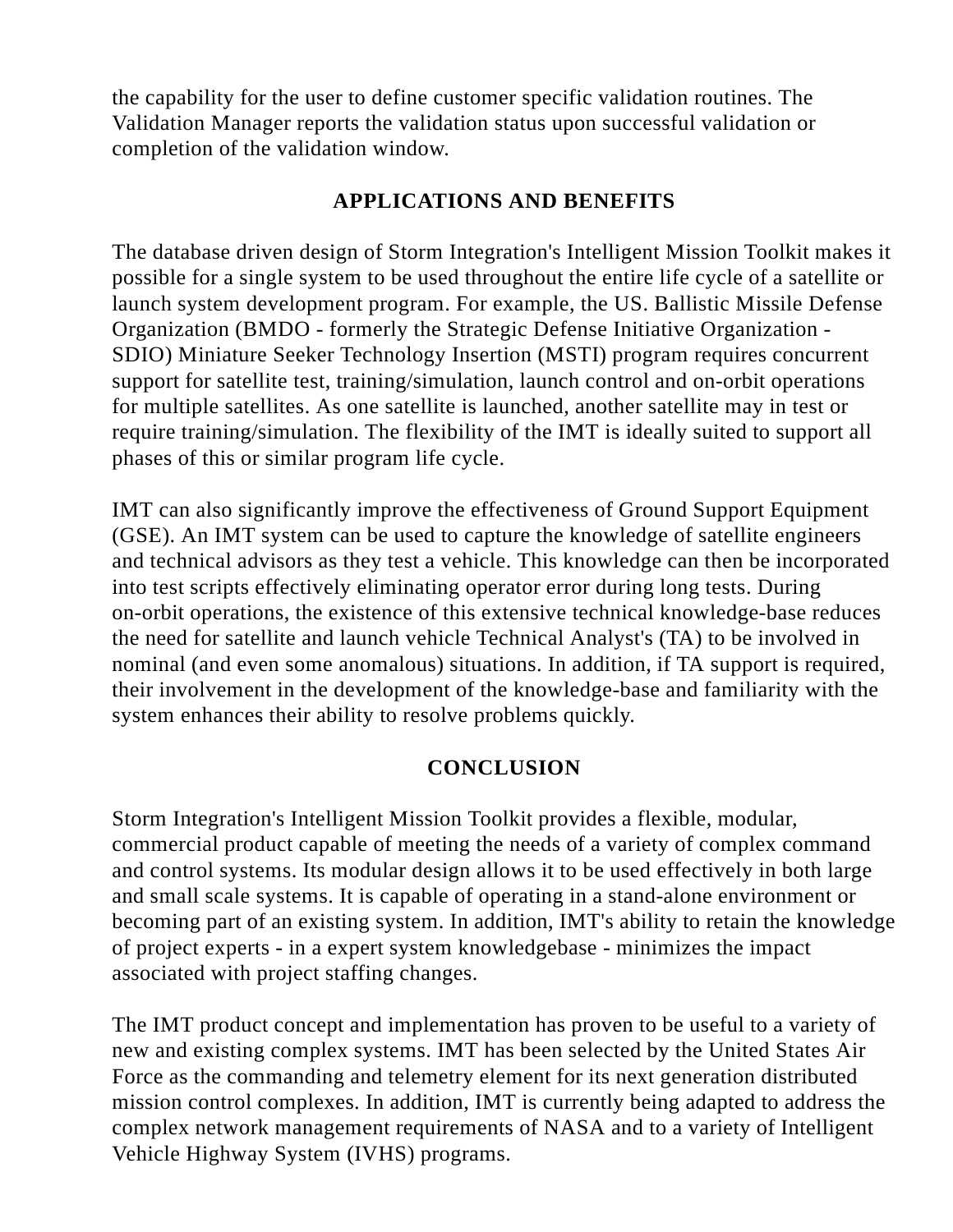the capability for the user to define customer specific validation routines. The Validation Manager reports the validation status upon successful validation or completion of the validation window.

## APPLICATIONS AND BENEFITS

The database driven design of Storm Integration's Intelligent Mission Toolkit makes it possible for a single system to be used throughout the entire life cycle of a satellite or launch system development program. For example, the US. Ballistic Missile Defense Organization (BMDO - formerly the Strategic Defense Initiative Organization - SDIO) Miniature Seeker Technology Insertion (MSTI) program requires concurrent support for satellite test, training/simulation, launch control and on-orbit operations for multiple satellites. As one satellite is launched, another satellite may in test or require training/simulation. The flexibility of the IMT is ideally suited to support all phases of this or similar program life cycle.

IMT can also significantly improve the effectiveness of Ground Support Equipment (GSE). An IMT system can be used to capture the knowledge of satellite engineers and technical advisors as they test a vehicle. This knowledge can then be incorporated into test scripts effectively eliminating operator error during long tests. During on-orbit operations, the existence of this extensive technical knowledge-base reduces the need for satellite and launch vehicle Technical Analyst's (TA) to be involved in nominal (and even some anomalous) situations. In addition, if TA support is required, their involvement in the development of the knowledge-base and familiarity with the system enhances their ability to resolve problems quickly.

## CONCLUSION

Storm Integration's Intelligent Mission Toolkit provides a flexible, modular, commercial product capable of meeting the needs of a variety of complex command and control systems. Its modular design allows it to be used effectively in both large and small scale systems. It is capable of operating in a stand-alone environment or becoming part of an existing system. In addition, IMT's ability to retain the knowledge of project experts - in a expert system knowledgebase - minimizes the impact associated with project staffing changes.

The IMT product concept and implementation has proven to be useful to a variety of new and existing complex systems. IMT has been selected by the United States Air Force as the commanding and telemetry element for its next generation distributed mission control complexes. In addition, IMT is currently being adapted to address the complex network management requirements of NASA and to a variety of Intelligent Vehicle Highway System (IVHS) programs.